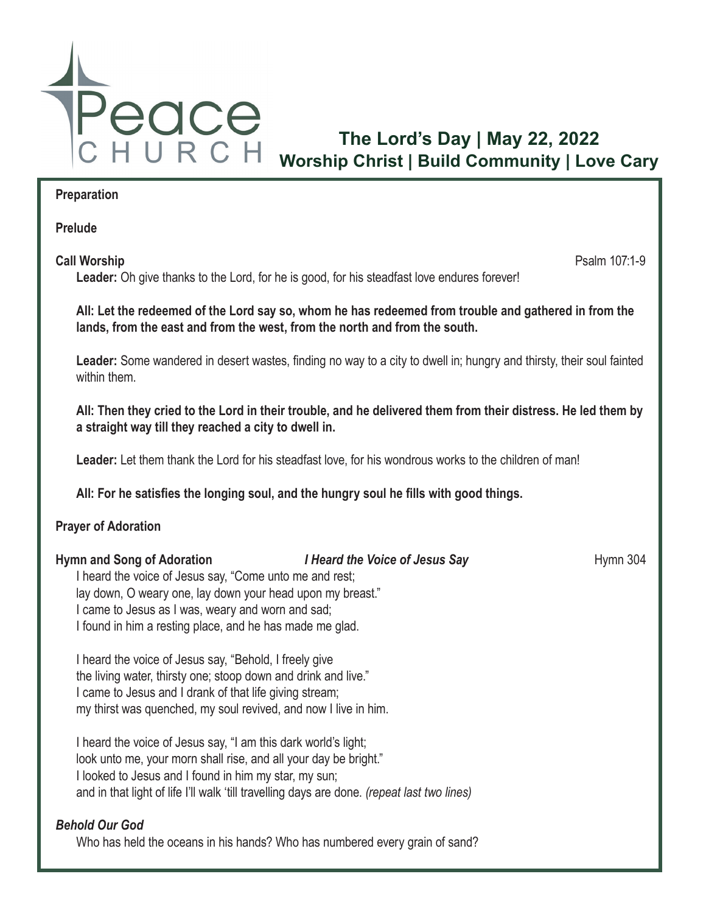# Peace CHURCH

## The Lord's Day | May 22, 2022
## Worship Christ | Build Community | Love Cary

**Preparation**

**Prelude**

**Call Worship** Psalm 107:1-9

**Leader:** Oh give thanks to the Lord, for he is good, for his steadfast love endures forever!

**All: Let the redeemed of the Lord say so, whom he has redeemed from trouble and gathered in from the lands, from the east and from the west, from the north and from the south.**

**Leader:** Some wandered in desert wastes, finding no way to a city to dwell in; hungry and thirsty, their soul fainted within them.

**All: Then they cried to the Lord in their trouble, and he delivered them from their distress. He led them by a straight way till they reached a city to dwell in.**

**Leader:** Let them thank the Lord for his steadfast love, for his wondrous works to the children of man!

**All: For he satisfies the longing soul, and the hungry soul he fills with good things.**

**Prayer of Adoration**

**Hymn and Song of Adoration** ***I Heard the Voice of Jesus Say*** Hymn 304

I heard the voice of Jesus say, "Come unto me and rest;
lay down, O weary one, lay down your head upon my breast."
I came to Jesus as I was, weary and worn and sad;
I found in him a resting place, and he has made me glad.

I heard the voice of Jesus say, "Behold, I freely give
the living water, thirsty one; stoop down and drink and live."
I came to Jesus and I drank of that life giving stream;
my thirst was quenched, my soul revived, and now I live in him.

I heard the voice of Jesus say, "I am this dark world's light;
look unto me, your morn shall rise, and all your day be bright."
I looked to Jesus and I found in him my star, my sun;
and in that light of life I'll walk 'till travelling days are done. *(repeat last two lines)*

***Behold Our God***

Who has held the oceans in his hands? Who has numbered every grain of sand?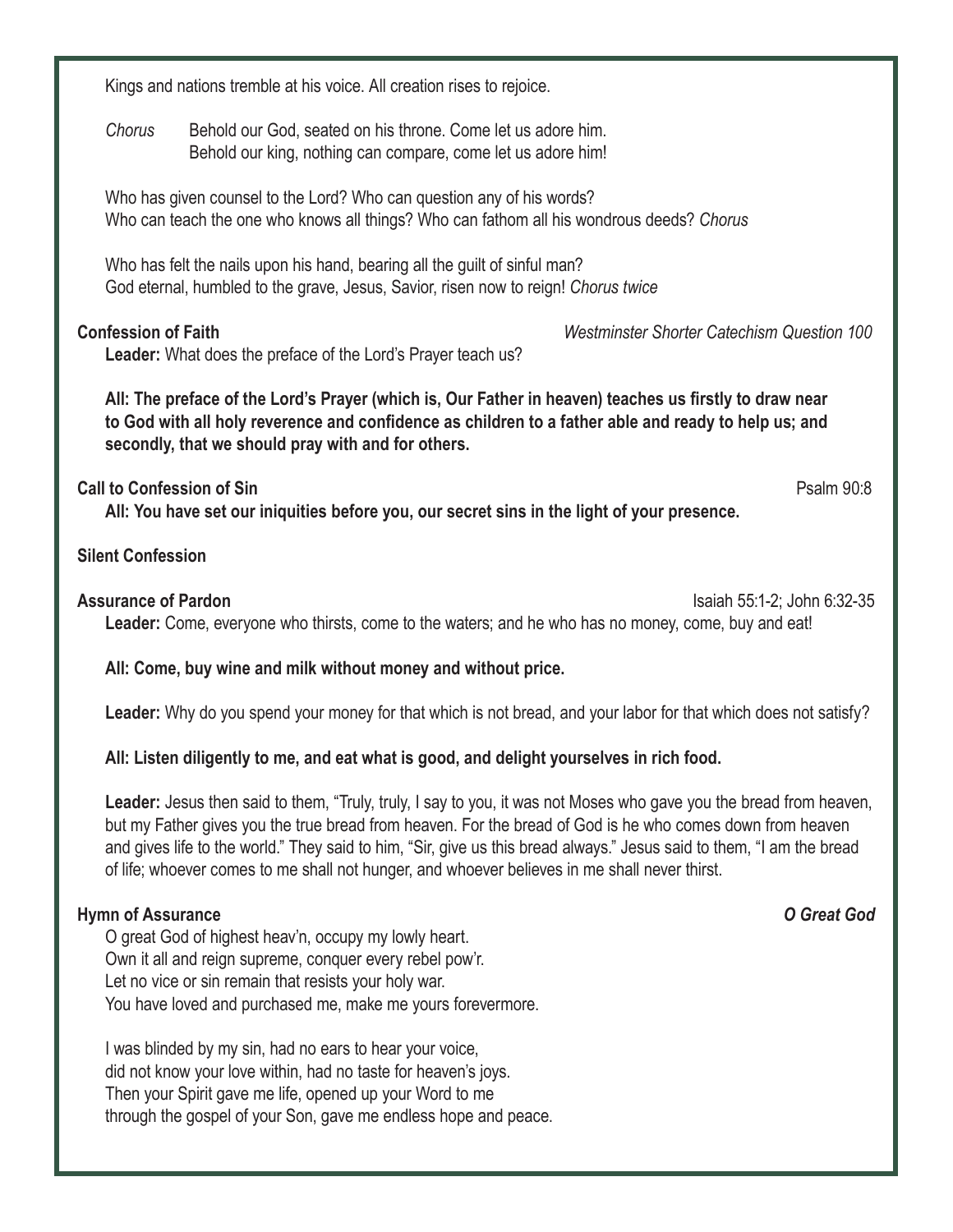Kings and nations tremble at his voice. All creation rises to rejoice.

*Chorus* Behold our God, seated on his throne. Come let us adore him.
Behold our king, nothing can compare, come let us adore him!

Who has given counsel to the Lord? Who can question any of his words?
Who can teach the one who knows all things? Who can fathom all his wondrous deeds? *Chorus*

Who has felt the nails upon his hand, bearing all the guilt of sinful man?
God eternal, humbled to the grave, Jesus, Savior, risen now to reign! *Chorus twice*

**Confession of Faith** *Westminster Shorter Catechism Question 100*

**Leader:** What does the preface of the Lord's Prayer teach us?

**All: The preface of the Lord's Prayer (which is, Our Father in heaven) teaches us firstly to draw near to God with all holy reverence and confidence as children to a father able and ready to help us; and secondly, that we should pray with and for others.**

**Call to Confession of Sin** Psalm 90:8

**All: You have set our iniquities before you, our secret sins in the light of your presence.**

**Silent Confession**

**Assurance of Pardon** Isaiah 55:1-2; John 6:32-35

**Leader:** Come, everyone who thirsts, come to the waters; and he who has no money, come, buy and eat!

**All: Come, buy wine and milk without money and without price.**

**Leader:** Why do you spend your money for that which is not bread, and your labor for that which does not satisfy?

**All: Listen diligently to me, and eat what is good, and delight yourselves in rich food.**

**Leader:** Jesus then said to them, "Truly, truly, I say to you, it was not Moses who gave you the bread from heaven, but my Father gives you the true bread from heaven. For the bread of God is he who comes down from heaven and gives life to the world." They said to him, "Sir, give us this bread always." Jesus said to them, "I am the bread of life; whoever comes to me shall not hunger, and whoever believes in me shall never thirst.

**Hymn of Assurance** ***O Great God***

O great God of highest heav'n, occupy my lowly heart.
Own it all and reign supreme, conquer every rebel pow'r.
Let no vice or sin remain that resists your holy war.
You have loved and purchased me, make me yours forevermore.

I was blinded by my sin, had no ears to hear your voice,
did not know your love within, had no taste for heaven's joys.
Then your Spirit gave me life, opened up your Word to me
through the gospel of your Son, gave me endless hope and peace.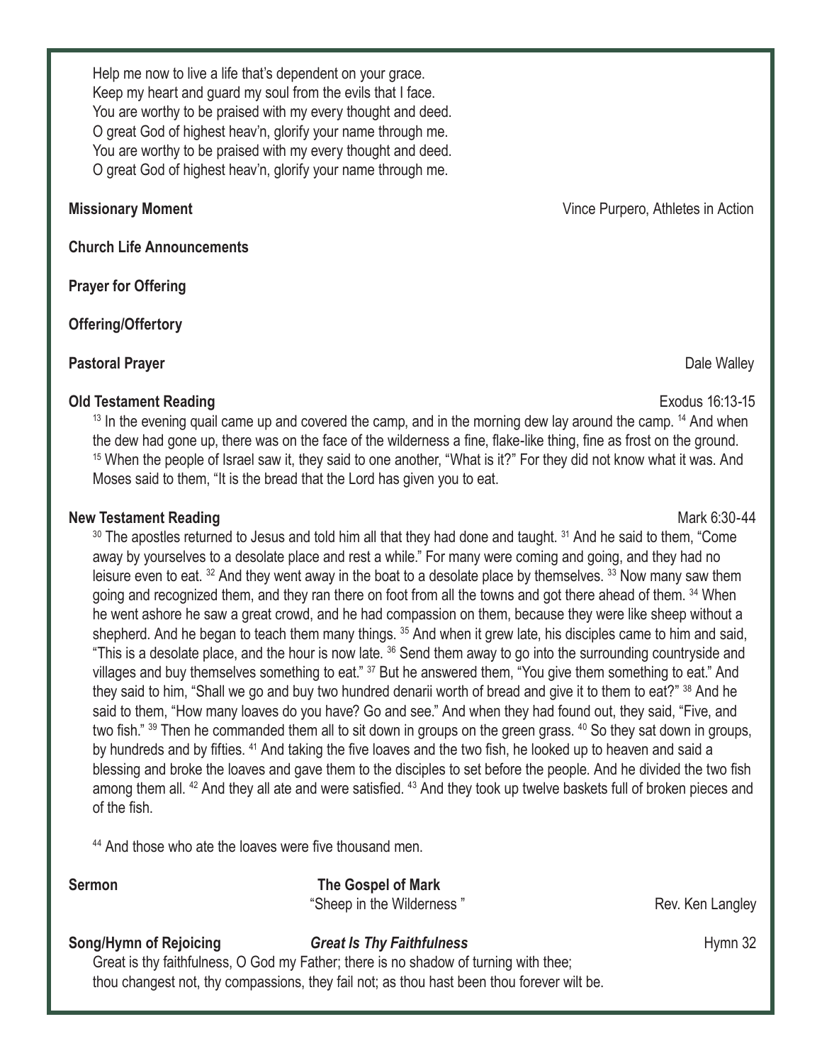Help me now to live a life that's dependent on your grace.
Keep my heart and guard my soul from the evils that I face.
You are worthy to be praised with my every thought and deed.
O great God of highest heav'n, glorify your name through me.
You are worthy to be praised with my every thought and deed.
O great God of highest heav'n, glorify your name through me.

**Missionary Moment** Vince Purpero, Athletes in Action

**Church Life Announcements**

**Prayer for Offering**

**Offering/Offertory**

**Pastoral Prayer** Dale Walley

**Old Testament Reading** Exodus 16:13-15

[13] In the evening quail came up and covered the camp, and in the morning dew lay around the camp. [14] And when the dew had gone up, there was on the face of the wilderness a fine, flake-like thing, fine as frost on the ground. [15] When the people of Israel saw it, they said to one another, "What is it?" For they did not know what it was. And Moses said to them, "It is the bread that the Lord has given you to eat.

**New Testament Reading** Mark 6:30-44

[30] The apostles returned to Jesus and told him all that they had done and taught. [31] And he said to them, "Come away by yourselves to a desolate place and rest a while." For many were coming and going, and they had no leisure even to eat. [32] And they went away in the boat to a desolate place by themselves. [33] Now many saw them going and recognized them, and they ran there on foot from all the towns and got there ahead of them. [34] When he went ashore he saw a great crowd, and he had compassion on them, because they were like sheep without a shepherd. And he began to teach them many things. [35] And when it grew late, his disciples came to him and said, "This is a desolate place, and the hour is now late. [36] Send them away to go into the surrounding countryside and villages and buy themselves something to eat." [37] But he answered them, "You give them something to eat." And they said to him, "Shall we go and buy two hundred denarii worth of bread and give it to them to eat?" [38] And he said to them, "How many loaves do you have? Go and see." And when they had found out, they said, "Five, and two fish." [39] Then he commanded them all to sit down in groups on the green grass. [40] So they sat down in groups, by hundreds and by fifties. [41] And taking the five loaves and the two fish, he looked up to heaven and said a blessing and broke the loaves and gave them to the disciples to set before the people. And he divided the two fish among them all. [42] And they all ate and were satisfied. [43] And they took up twelve baskets full of broken pieces and of the fish.

[44] And those who ate the loaves were five thousand men.

**Sermon** **The Gospel of Mark**
"Sheep in the Wilderness " Rev. Ken Langley

**Song/Hymn of Rejoicing** ***Great Is Thy Faithfulness*** Hymn 32

Great is thy faithfulness, O God my Father; there is no shadow of turning with thee;
thou changest not, thy compassions, they fail not; as thou hast been thou forever wilt be.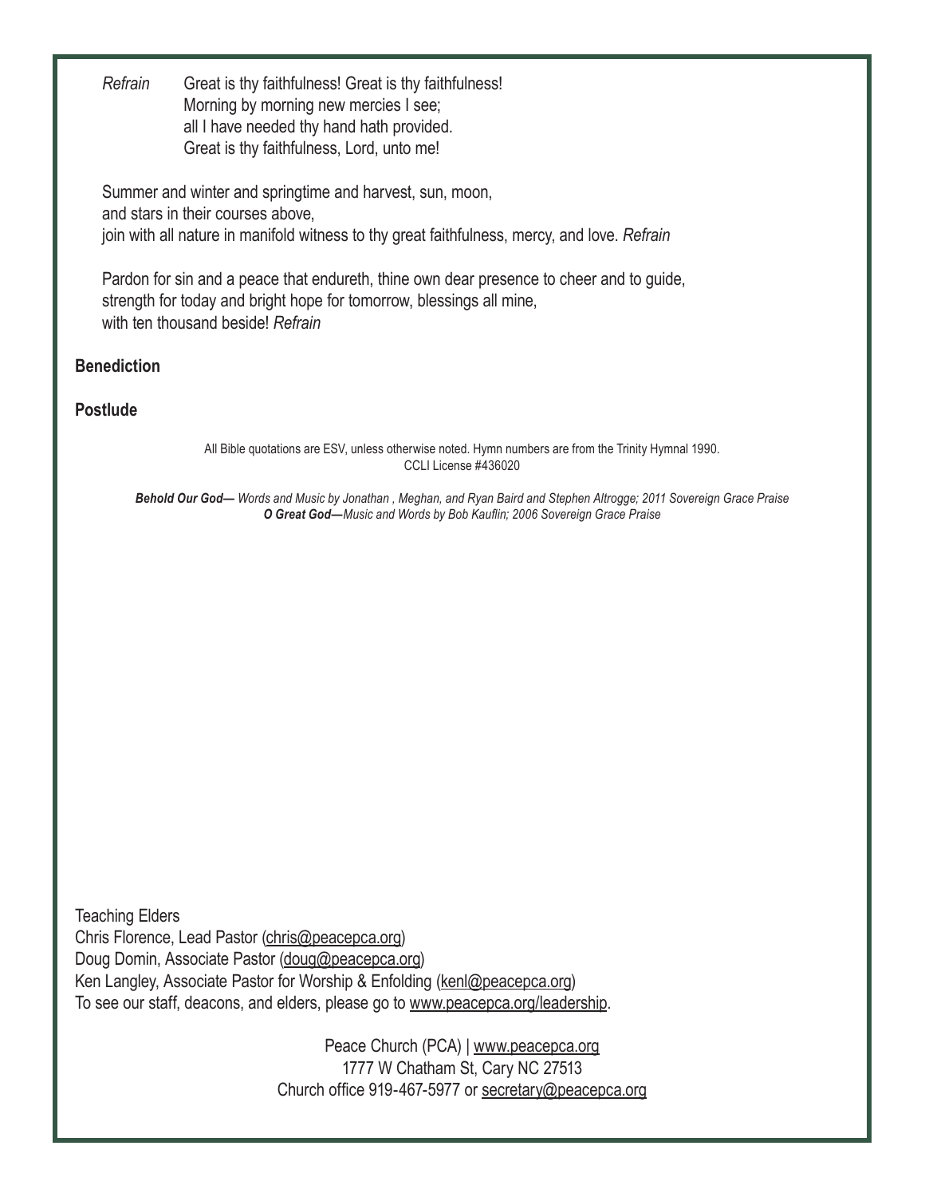*Refrain* Great is thy faithfulness! Great is thy faithfulness!
Morning by morning new mercies I see;
all I have needed thy hand hath provided.
Great is thy faithfulness, Lord, unto me!

Summer and winter and springtime and harvest, sun, moon,
and stars in their courses above,
join with all nature in manifold witness to thy great faithfulness, mercy, and love. *Refrain*

Pardon for sin and a peace that endureth, thine own dear presence to cheer and to guide,
strength for today and bright hope for tomorrow, blessings all mine,
with ten thousand beside! *Refrain*

**Benediction**

**Postlude**

All Bible quotations are ESV, unless otherwise noted. Hymn numbers are from the Trinity Hymnal 1990.
CCLI License #436020

***Behold Our God—*** *Words and Music by Jonathan , Meghan, and Ryan Baird and Stephen Altrogge; 2011 Sovereign Grace Praise*
***O Great God—****Music and Words by Bob Kauflin; 2006 Sovereign Grace Praise*

Teaching Elders
Chris Florence, Lead Pastor (chris@peacepca.org)
Doug Domin, Associate Pastor (doug@peacepca.org)
Ken Langley, Associate Pastor for Worship & Enfolding (kenl@peacepca.org)
To see our staff, deacons, and elders, please go to www.peacepca.org/leadership.

Peace Church (PCA) | www.peacepca.org
1777 W Chatham St, Cary NC 27513
Church office 919-467-5977 or secretary@peacepca.org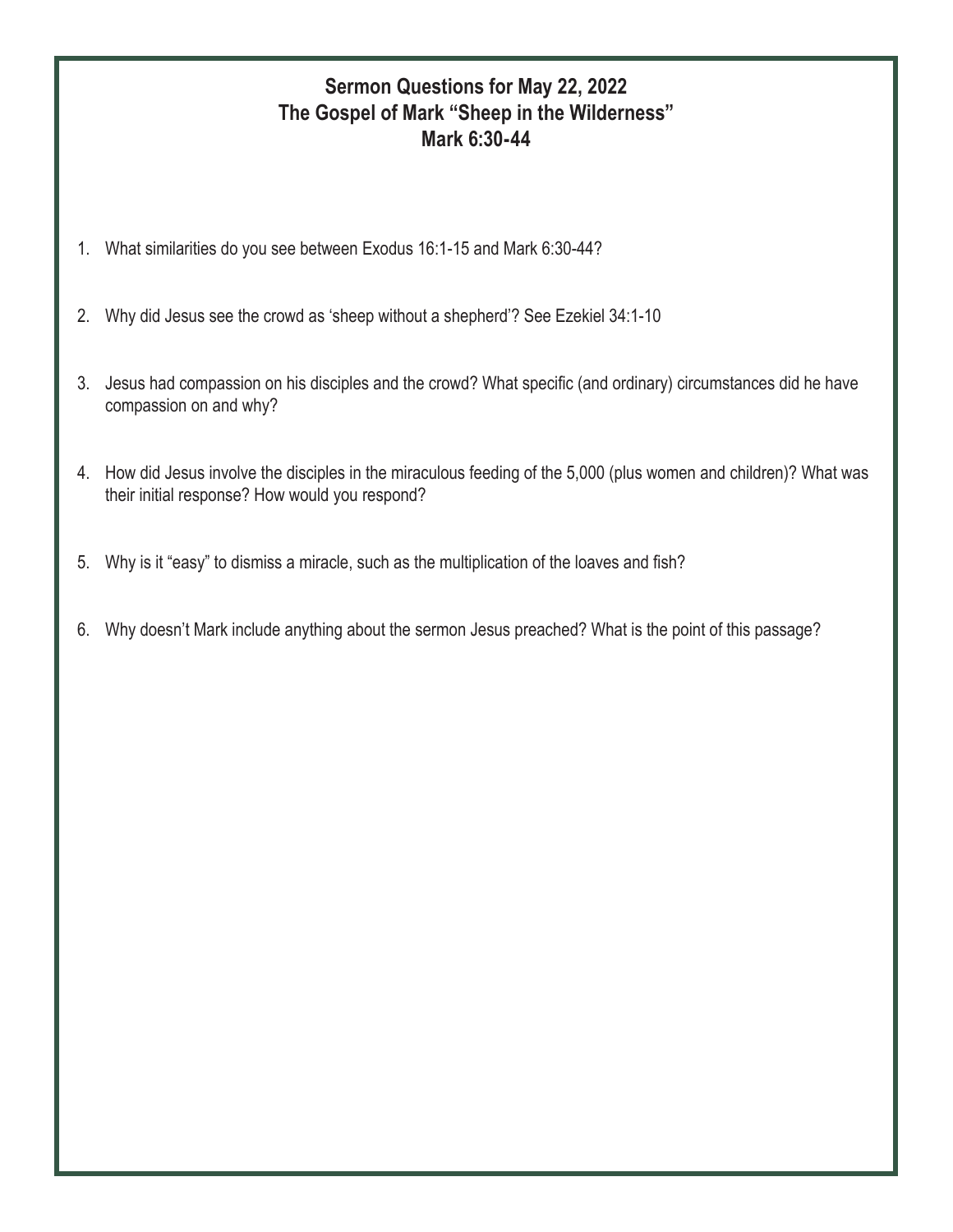## Sermon Questions for May 22, 2022
## The Gospel of Mark “Sheep in the Wilderness”
## Mark 6:30-44

1. What similarities do you see between Exodus 16:1-15 and Mark 6:30-44?
2. Why did Jesus see the crowd as ‘sheep without a shepherd’? See Ezekiel 34:1-10
3. Jesus had compassion on his disciples and the crowd? What specific (and ordinary) circumstances did he have compassion on and why?
4. How did Jesus involve the disciples in the miraculous feeding of the 5,000 (plus women and children)? What was their initial response? How would you respond?
5. Why is it “easy” to dismiss a miracle, such as the multiplication of the loaves and fish?
6. Why doesn’t Mark include anything about the sermon Jesus preached? What is the point of this passage?